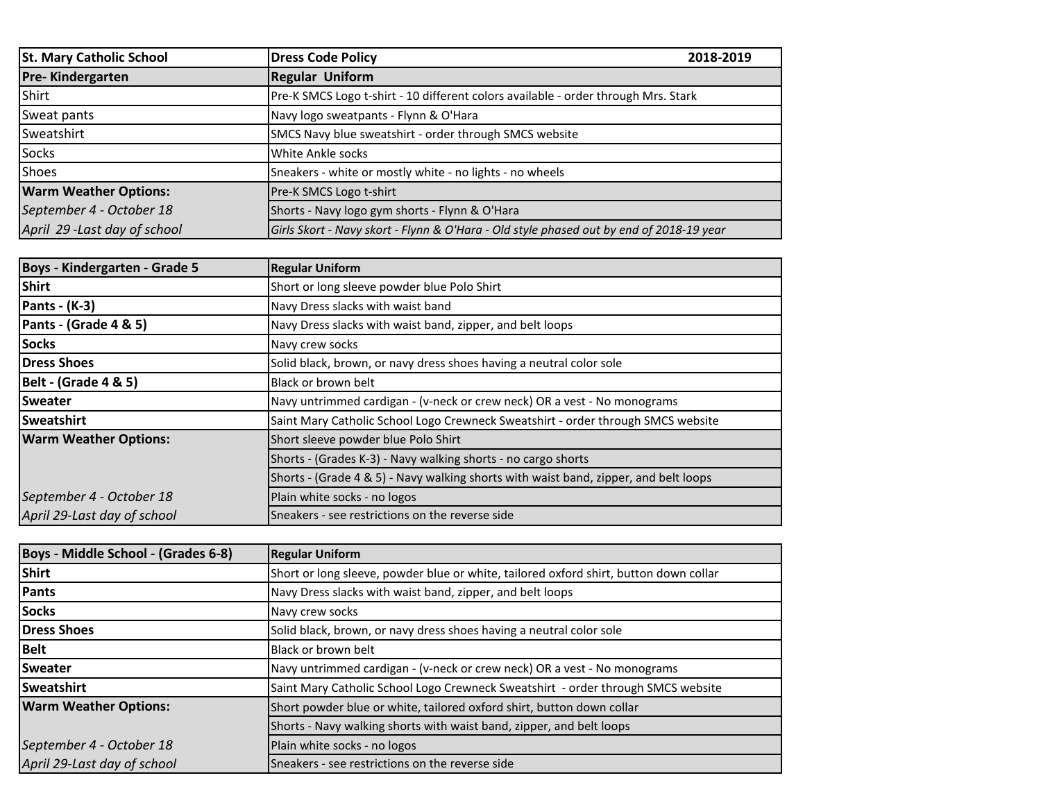| **St. Mary Catholic School** | **Dress Code Policy** **2018-2019** |
| --- | --- |
| **Pre- Kindergarten** | **Regular Uniform** |
| Shirt | Pre-K SMCS Logo t-shirt - 10 different colors available - order through Mrs. Stark |
| Sweat pants | Navy logo sweatpants - Flynn & O'Hara |
| Sweatshirt | SMCS Navy blue sweatshirt - order through SMCS website |
| Socks | White Ankle socks |
| Shoes | Sneakers - white or mostly white - no lights - no wheels |
| **Warm Weather Options:** | Pre-K SMCS Logo t-shirt |
| *September 4 - October 18* | Shorts - Navy logo gym shorts - Flynn & O'Hara |
| *April 29 -Last day of school* | *Girls Skort - Navy skort - Flynn & O'Hara - Old style phased out by end of 2018-19 year* |

| **Boys - Kindergarten - Grade 5** | **Regular Uniform** |
| --- | --- |
| **Shirt** | Short or long sleeve powder blue Polo Shirt |
| **Pants - (K-3)** | Navy Dress slacks with waist band |
| **Pants - (Grade 4 & 5)** | Navy Dress slacks with waist band, zipper, and belt loops |
| **Socks** | Navy crew socks |
| **Dress Shoes** | Solid black, brown, or navy dress shoes having a neutral color sole |
| **Belt - (Grade 4 & 5)** | Black or brown belt |
| **Sweater** | Navy untrimmed cardigan - (v-neck or crew neck) OR a vest - No monograms |
| **Sweatshirt** | Saint Mary Catholic School Logo Crewneck Sweatshirt - order through SMCS website |
| **Warm Weather Options:** | Short sleeve powder blue Polo Shirt |
| | Shorts - (Grades K-3) - Navy walking shorts - no cargo shorts |
| | Shorts - (Grade 4 & 5) - Navy walking shorts with waist band, zipper, and belt loops |
| *September 4 - October 18* | Plain white socks - no logos |
| *April 29-Last day of school* | Sneakers - see restrictions on the reverse side |

| **Boys - Middle School - (Grades 6-8)** | **Regular Uniform** |
| --- | --- |
| **Shirt** | Short or long sleeve, powder blue or white, tailored oxford shirt, button down collar |
| **Pants** | Navy Dress slacks with waist band, zipper, and belt loops |
| **Socks** | Navy crew socks |
| **Dress Shoes** | Solid black, brown, or navy dress shoes having a neutral color sole |
| **Belt** | Black or brown belt |
| **Sweater** | Navy untrimmed cardigan - (v-neck or crew neck) OR a vest - No monograms |
| **Sweatshirt** | Saint Mary Catholic School Logo Crewneck Sweatshirt - order through SMCS website |
| **Warm Weather Options:** | Short powder blue or white, tailored oxford shirt, button down collar |
| | Shorts - Navy walking shorts with waist band, zipper, and belt loops |
| *September 4 - October 18* | Plain white socks - no logos |
| *April 29-Last day of school* | Sneakers - see restrictions on the reverse side |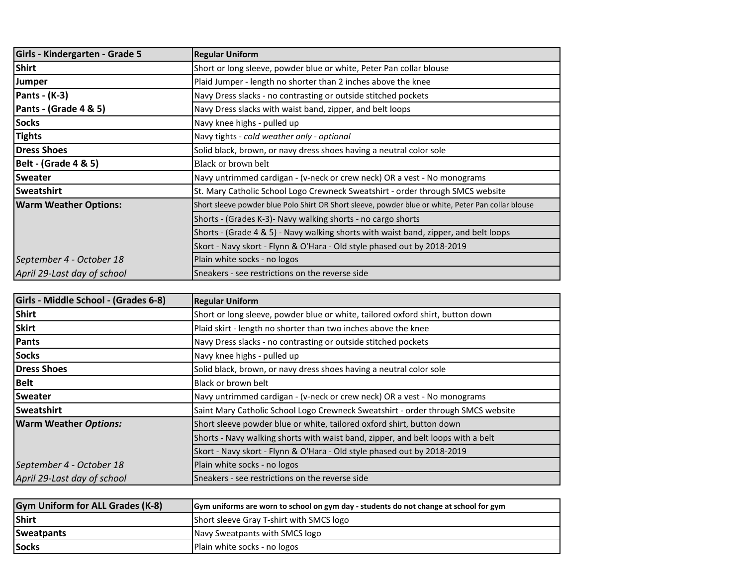| Girls - Kindergarten - Grade 5 | Regular Uniform |
| --- | --- |
| **Shirt** | Short or long sleeve, powder blue or white, Peter Pan collar blouse |
| **Jumper** | Plaid Jumper - length no shorter than 2 inches above the knee |
| **Pants - (K-3)** | Navy Dress slacks - no contrasting or outside stitched pockets |
| **Pants - (Grade 4 & 5)** | Navy Dress slacks with waist band, zipper, and belt loops |
| **Socks** | Navy knee highs - pulled up |
| **Tights** | Navy tights - *cold weather only - optional* |
| **Dress Shoes** | Solid black, brown, or navy dress shoes having a neutral color sole |
| **Belt - (Grade 4 & 5)** | Black or brown belt |
| **Sweater** | Navy untrimmed cardigan - (v-neck or crew neck) OR a vest - No monograms |
| **Sweatshirt** | St. Mary Catholic School Logo Crewneck Sweatshirt - order through SMCS website |
| **Warm Weather Options:** | Short sleeve powder blue Polo Shirt OR Short sleeve, powder blue or white, Peter Pan collar blouse |
| | Shorts - (Grades K-3)- Navy walking shorts - no cargo shorts |
| | Shorts - (Grade 4 & 5) - Navy walking shorts with waist band, zipper, and belt loops |
| | Skort - Navy skort - Flynn & O'Hara - Old style phased out by 2018-2019 |
| *September 4 - October 18* | Plain white socks - no logos |
| *April 29-Last day of school* | Sneakers - see restrictions on the reverse side |

| Girls - Middle School - (Grades 6-8) | Regular Uniform |
| --- | --- |
| **Shirt** | Short or long sleeve, powder blue or white, tailored oxford shirt, button down |
| **Skirt** | Plaid skirt - length no shorter than two inches above the knee |
| **Pants** | Navy Dress slacks - no contrasting or outside stitched pockets |
| **Socks** | Navy knee highs - pulled up |
| **Dress Shoes** | Solid black, brown, or navy dress shoes having a neutral color sole |
| **Belt** | Black or brown belt |
| **Sweater** | Navy untrimmed cardigan - (v-neck or crew neck) OR a vest - No monograms |
| **Sweatshirt** | Saint Mary Catholic School Logo Crewneck Sweatshirt - order through SMCS website |
| **Warm Weather *Options:*** | Short sleeve powder blue or white, tailored oxford shirt, button down |
| | Shorts - Navy walking shorts with waist band, zipper, and belt loops with a belt |
| | Skort - Navy skort - Flynn & O'Hara - Old style phased out by 2018-2019 |
| *September 4 - October 18* | Plain white socks - no logos |
| *April 29-Last day of school* | Sneakers - see restrictions on the reverse side |

| Gym Uniform for ALL Grades (K-8) | Gym uniforms are worn to school on gym day - students do not change at school for gym |
| --- | --- |
| **Shirt** | Short sleeve Gray T-shirt with SMCS logo |
| **Sweatpants** | Navy Sweatpants with SMCS logo |
| **Socks** | Plain white socks - no logos |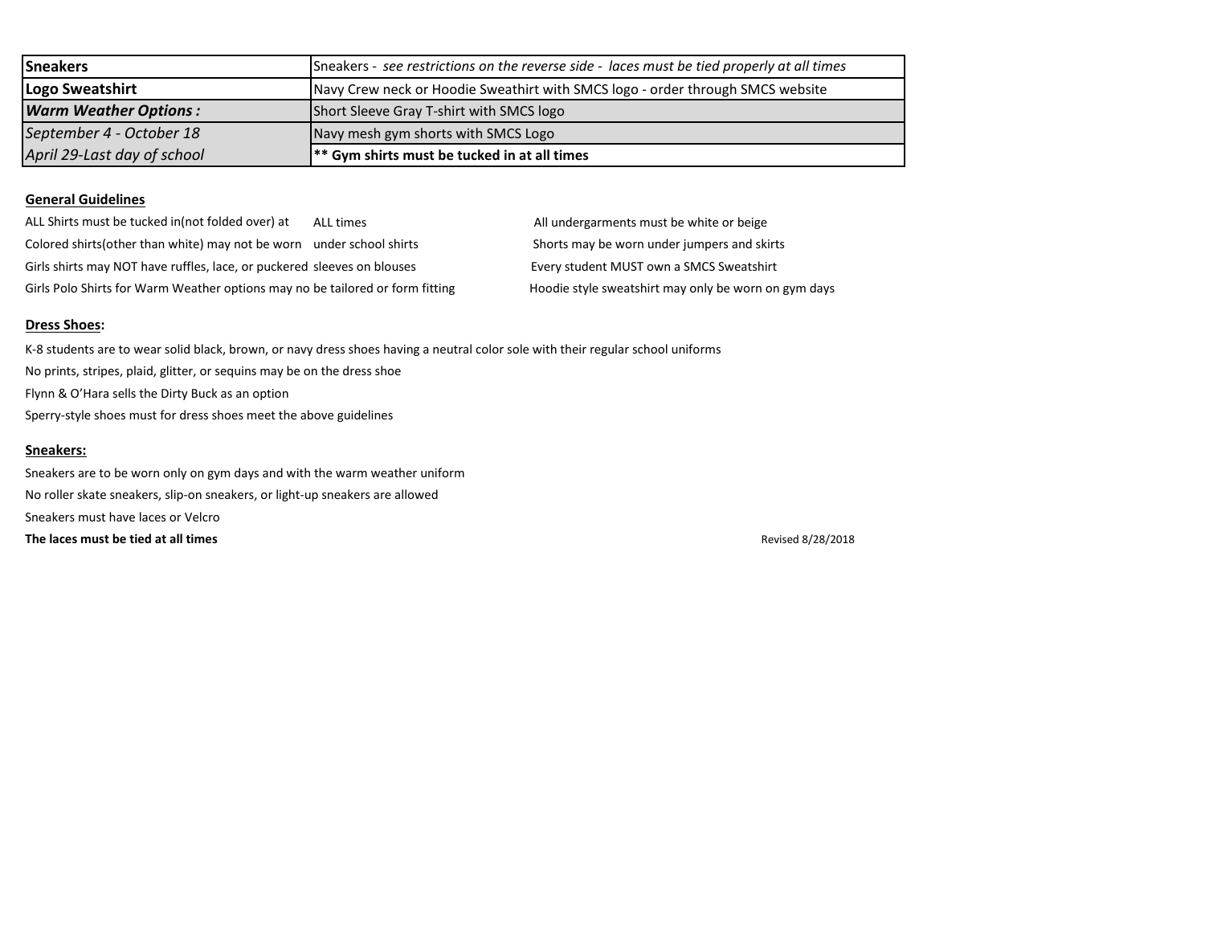| | |
|---|---|
| **Sneakers** | Sneakers - *see restrictions on the reverse side - laces must be tied properly at all times* |
| **Logo Sweatshirt** | Navy Crew neck or Hoodie Sweathirt with SMCS logo - order through SMCS website |
| ***Warm Weather Options :*** | Short Sleeve Gray T-shirt with SMCS logo |
| *September 4 - October 18* | Navy mesh gym shorts with SMCS Logo |
| *April 29-Last day of school* | **\*\* Gym shirts must be tucked in at all times** |

**General Guidelines**

ALL Shirts must be tucked in(not folded over) at ALL times

Colored shirts(other than white) may not be worn under school shirts

Girls shirts may NOT have ruffles, lace, or puckered sleeves on blouses

Girls Polo Shirts for Warm Weather options may no be tailored or form fitting

All undergarments must be white or beige

Shorts may be worn under jumpers and skirts

Every student MUST own a SMCS Sweatshirt

Hoodie style sweatshirt may only be worn on gym days

**Dress Shoes:**

K-8 students are to wear solid black, brown, or navy dress shoes having a neutral color sole with their regular school uniforms

No prints, stripes, plaid, glitter, or sequins may be on the dress shoe

Flynn & O'Hara sells the Dirty Buck as an option

Sperry-style shoes must for dress shoes meet the above guidelines

**Sneakers:**

Sneakers are to be worn only on gym days and with the warm weather uniform

No roller skate sneakers, slip-on sneakers, or light-up sneakers are allowed

Sneakers must have laces or Velcro

**The laces must be tied at all times**

Revised 8/28/2018